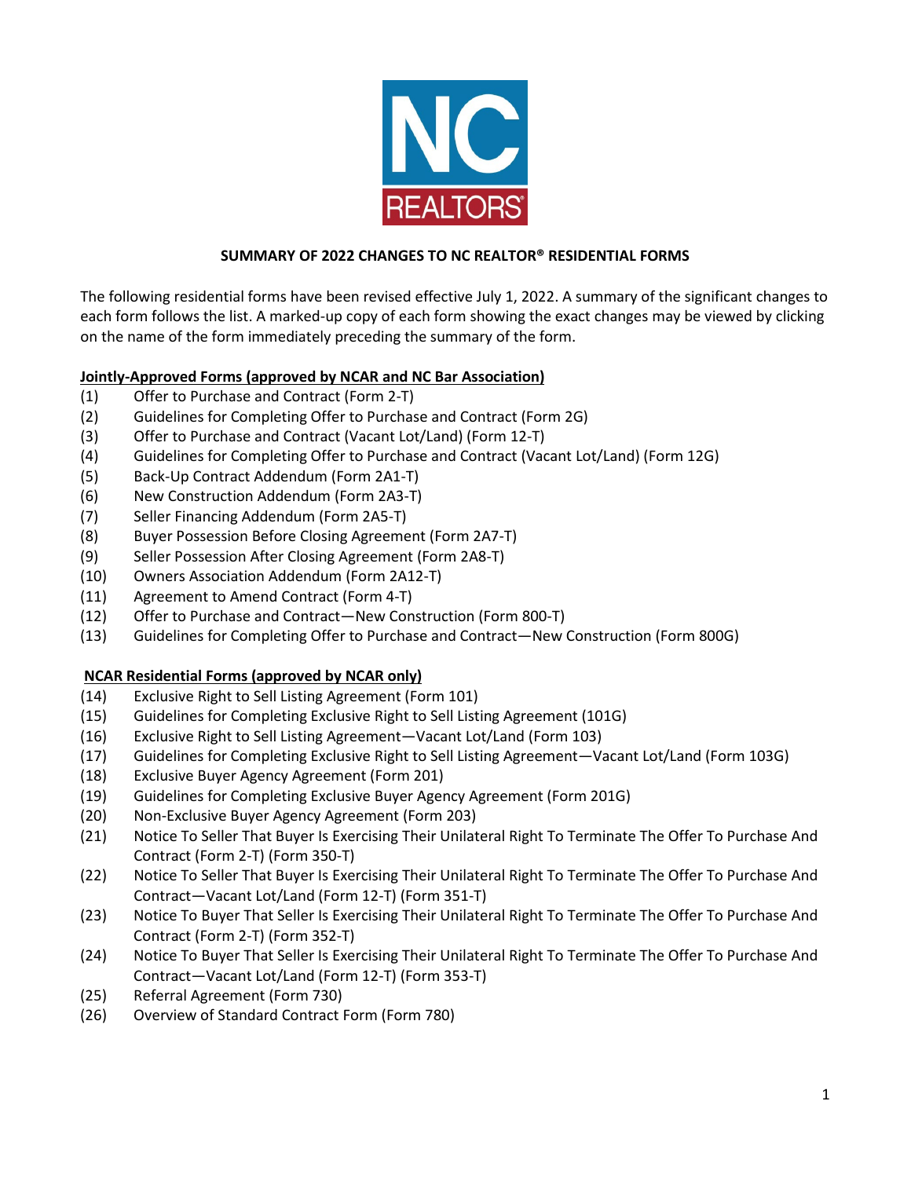## SUMMARY OF 2022 CHANGES TO NC REALTOR® RESIDENTIAL FORMS

The following residential forms have been revised effective July 1, 2022. A summary of the significant changes to each form follows the list. A marked-up copy of each form showing the exact changes may be viewed by clicking on the name of the form immediately preceding the summary of the form.

**Jointly-Approved Forms (approved by NCAR and NC Bar Association)**

(1) Offer to Purchase and Contract (Form 2-T)
(2) Guidelines for Completing Offer to Purchase and Contract (Form 2G)
(3) Offer to Purchase and Contract (Vacant Lot/Land) (Form 12-T)
(4) Guidelines for Completing Offer to Purchase and Contract (Vacant Lot/Land) (Form 12G)
(5) Back-Up Contract Addendum (Form 2A1-T)
(6) New Construction Addendum (Form 2A3-T)
(7) Seller Financing Addendum (Form 2A5-T)
(8) Buyer Possession Before Closing Agreement (Form 2A7-T)
(9) Seller Possession After Closing Agreement (Form 2A8-T)
(10) Owners Association Addendum (Form 2A12-T)
(11) Agreement to Amend Contract (Form 4-T)
(12) Offer to Purchase and Contract—New Construction (Form 800-T)
(13) Guidelines for Completing Offer to Purchase and Contract—New Construction (Form 800G)

**NCAR Residential Forms (approved by NCAR only)**

(14) Exclusive Right to Sell Listing Agreement (Form 101)
(15) Guidelines for Completing Exclusive Right to Sell Listing Agreement (101G)
(16) Exclusive Right to Sell Listing Agreement—Vacant Lot/Land (Form 103)
(17) Guidelines for Completing Exclusive Right to Sell Listing Agreement—Vacant Lot/Land (Form 103G)
(18) Exclusive Buyer Agency Agreement (Form 201)
(19) Guidelines for Completing Exclusive Buyer Agency Agreement (Form 201G)
(20) Non-Exclusive Buyer Agency Agreement (Form 203)
(21) Notice To Seller That Buyer Is Exercising Their Unilateral Right To Terminate The Offer To Purchase And Contract (Form 2-T) (Form 350-T)
(22) Notice To Seller That Buyer Is Exercising Their Unilateral Right To Terminate The Offer To Purchase And Contract—Vacant Lot/Land (Form 12-T) (Form 351-T)
(23) Notice To Buyer That Seller Is Exercising Their Unilateral Right To Terminate The Offer To Purchase And Contract (Form 2-T) (Form 352-T)
(24) Notice To Buyer That Seller Is Exercising Their Unilateral Right To Terminate The Offer To Purchase And Contract—Vacant Lot/Land (Form 12-T) (Form 353-T)
(25) Referral Agreement (Form 730)
(26) Overview of Standard Contract Form (Form 780)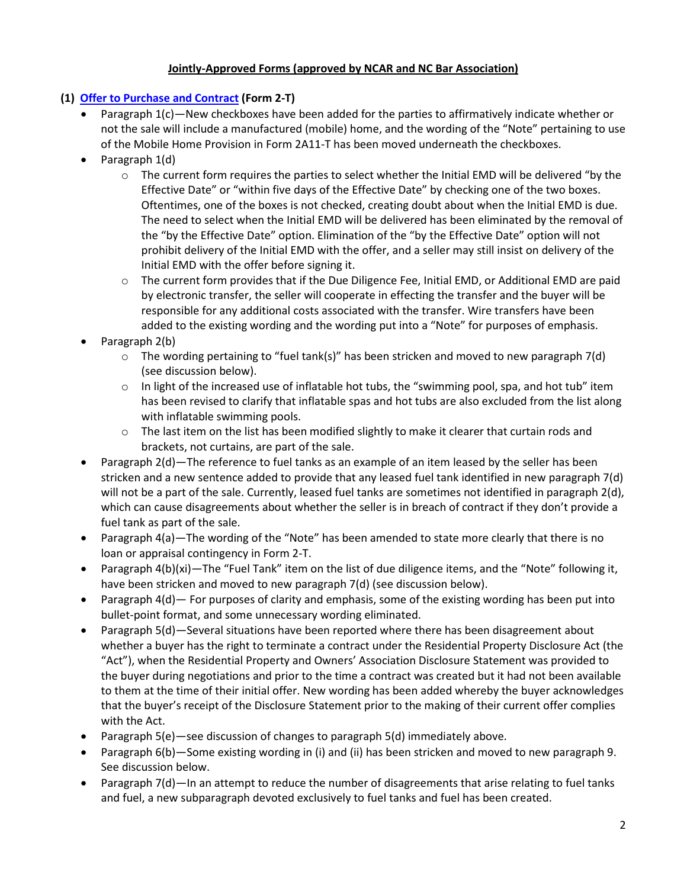**Jointly-Approved Forms (approved by NCAR and NC Bar Association)**

**(1) [Offer to Purchase and Contract](#) (Form 2-T)**

- Paragraph 1(c)—New checkboxes have been added for the parties to affirmatively indicate whether or not the sale will include a manufactured (mobile) home, and the wording of the "Note" pertaining to use of the Mobile Home Provision in Form 2A11-T has been moved underneath the checkboxes.
- Paragraph 1(d)
  - The current form requires the parties to select whether the Initial EMD will be delivered "by the Effective Date" or "within five days of the Effective Date" by checking one of the two boxes. Oftentimes, one of the boxes is not checked, creating doubt about when the Initial EMD is due. The need to select when the Initial EMD will be delivered has been eliminated by the removal of the "by the Effective Date" option. Elimination of the "by the Effective Date" option will not prohibit delivery of the Initial EMD with the offer, and a seller may still insist on delivery of the Initial EMD with the offer before signing it.
  - The current form provides that if the Due Diligence Fee, Initial EMD, or Additional EMD are paid by electronic transfer, the seller will cooperate in effecting the transfer and the buyer will be responsible for any additional costs associated with the transfer. Wire transfers have been added to the existing wording and the wording put into a "Note" for purposes of emphasis.
- Paragraph 2(b)
  - The wording pertaining to "fuel tank(s)" has been stricken and moved to new paragraph 7(d) (see discussion below).
  - In light of the increased use of inflatable hot tubs, the "swimming pool, spa, and hot tub" item has been revised to clarify that inflatable spas and hot tubs are also excluded from the list along with inflatable swimming pools.
  - The last item on the list has been modified slightly to make it clearer that curtain rods and brackets, not curtains, are part of the sale.
- Paragraph 2(d)—The reference to fuel tanks as an example of an item leased by the seller has been stricken and a new sentence added to provide that any leased fuel tank identified in new paragraph 7(d) will not be a part of the sale. Currently, leased fuel tanks are sometimes not identified in paragraph 2(d), which can cause disagreements about whether the seller is in breach of contract if they don't provide a fuel tank as part of the sale.
- Paragraph 4(a)—The wording of the "Note" has been amended to state more clearly that there is no loan or appraisal contingency in Form 2-T.
- Paragraph 4(b)(xi)—The "Fuel Tank" item on the list of due diligence items, and the "Note" following it, have been stricken and moved to new paragraph 7(d) (see discussion below).
- Paragraph 4(d)— For purposes of clarity and emphasis, some of the existing wording has been put into bullet-point format, and some unnecessary wording eliminated.
- Paragraph 5(d)—Several situations have been reported where there has been disagreement about whether a buyer has the right to terminate a contract under the Residential Property Disclosure Act (the "Act"), when the Residential Property and Owners' Association Disclosure Statement was provided to the buyer during negotiations and prior to the time a contract was created but it had not been available to them at the time of their initial offer. New wording has been added whereby the buyer acknowledges that the buyer's receipt of the Disclosure Statement prior to the making of their current offer complies with the Act.
- Paragraph 5(e)—see discussion of changes to paragraph 5(d) immediately above.
- Paragraph 6(b)—Some existing wording in (i) and (ii) has been stricken and moved to new paragraph 9. See discussion below.
- Paragraph 7(d)—In an attempt to reduce the number of disagreements that arise relating to fuel tanks and fuel, a new subparagraph devoted exclusively to fuel tanks and fuel has been created.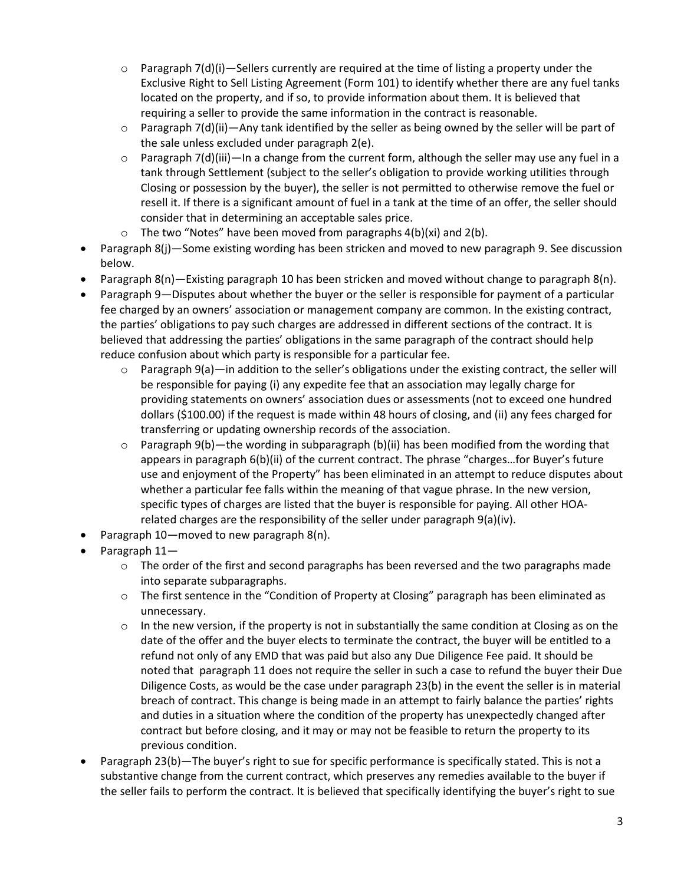- Paragraph 7(d)(i)—Sellers currently are required at the time of listing a property under the Exclusive Right to Sell Listing Agreement (Form 101) to identify whether there are any fuel tanks located on the property, and if so, to provide information about them. It is believed that requiring a seller to provide the same information in the contract is reasonable.
  - Paragraph 7(d)(ii)—Any tank identified by the seller as being owned by the seller will be part of the sale unless excluded under paragraph 2(e).
  - Paragraph 7(d)(iii)—In a change from the current form, although the seller may use any fuel in a tank through Settlement (subject to the seller's obligation to provide working utilities through Closing or possession by the buyer), the seller is not permitted to otherwise remove the fuel or resell it. If there is a significant amount of fuel in a tank at the time of an offer, the seller should consider that in determining an acceptable sales price.
  - The two "Notes" have been moved from paragraphs 4(b)(xi) and 2(b).
- Paragraph 8(j)—Some existing wording has been stricken and moved to new paragraph 9. See discussion below.
- Paragraph 8(n)—Existing paragraph 10 has been stricken and moved without change to paragraph 8(n).
- Paragraph 9—Disputes about whether the buyer or the seller is responsible for payment of a particular fee charged by an owners' association or management company are common. In the existing contract, the parties' obligations to pay such charges are addressed in different sections of the contract. It is believed that addressing the parties' obligations in the same paragraph of the contract should help reduce confusion about which party is responsible for a particular fee.
  - Paragraph 9(a)—in addition to the seller's obligations under the existing contract, the seller will be responsible for paying (i) any expedite fee that an association may legally charge for providing statements on owners' association dues or assessments (not to exceed one hundred dollars ($100.00) if the request is made within 48 hours of closing, and (ii) any fees charged for transferring or updating ownership records of the association.
  - Paragraph 9(b)—the wording in subparagraph (b)(ii) has been modified from the wording that appears in paragraph 6(b)(ii) of the current contract. The phrase "charges…for Buyer's future use and enjoyment of the Property" has been eliminated in an attempt to reduce disputes about whether a particular fee falls within the meaning of that vague phrase. In the new version, specific types of charges are listed that the buyer is responsible for paying. All other HOA-related charges are the responsibility of the seller under paragraph 9(a)(iv).
- Paragraph 10—moved to new paragraph 8(n).
- Paragraph 11—
  - The order of the first and second paragraphs has been reversed and the two paragraphs made into separate subparagraphs.
  - The first sentence in the "Condition of Property at Closing" paragraph has been eliminated as unnecessary.
  - In the new version, if the property is not in substantially the same condition at Closing as on the date of the offer and the buyer elects to terminate the contract, the buyer will be entitled to a refund not only of any EMD that was paid but also any Due Diligence Fee paid. It should be noted that paragraph 11 does not require the seller in such a case to refund the buyer their Due Diligence Costs, as would be the case under paragraph 23(b) in the event the seller is in material breach of contract. This change is being made in an attempt to fairly balance the parties' rights and duties in a situation where the condition of the property has unexpectedly changed after contract but before closing, and it may or may not be feasible to return the property to its previous condition.
- Paragraph 23(b)—The buyer's right to sue for specific performance is specifically stated. This is not a substantive change from the current contract, which preserves any remedies available to the buyer if the seller fails to perform the contract. It is believed that specifically identifying the buyer's right to sue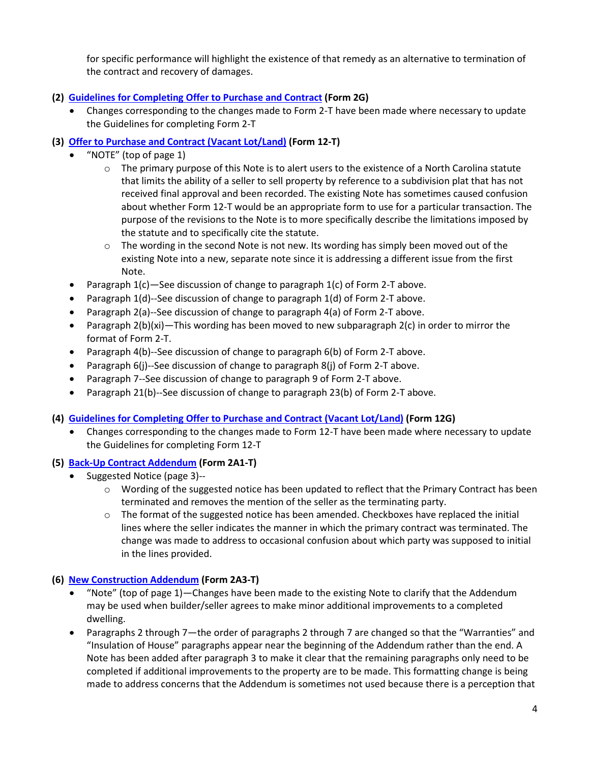for specific performance will highlight the existence of that remedy as an alternative to termination of the contract and recovery of damages.

**(2) Guidelines for Completing Offer to Purchase and Contract (Form 2G)**

- Changes corresponding to the changes made to Form 2-T have been made where necessary to update the Guidelines for completing Form 2-T

**(3) Offer to Purchase and Contract (Vacant Lot/Land) (Form 12-T)**

- "NOTE" (top of page 1)
  - The primary purpose of this Note is to alert users to the existence of a North Carolina statute that limits the ability of a seller to sell property by reference to a subdivision plat that has not received final approval and been recorded. The existing Note has sometimes caused confusion about whether Form 12-T would be an appropriate form to use for a particular transaction. The purpose of the revisions to the Note is to more specifically describe the limitations imposed by the statute and to specifically cite the statute.
  - The wording in the second Note is not new. Its wording has simply been moved out of the existing Note into a new, separate note since it is addressing a different issue from the first Note.
- Paragraph 1(c)—See discussion of change to paragraph 1(c) of Form 2-T above.
- Paragraph 1(d)--See discussion of change to paragraph 1(d) of Form 2-T above.
- Paragraph 2(a)--See discussion of change to paragraph 4(a) of Form 2-T above.
- Paragraph 2(b)(xi)—This wording has been moved to new subparagraph 2(c) in order to mirror the format of Form 2-T.
- Paragraph 4(b)--See discussion of change to paragraph 6(b) of Form 2-T above.
- Paragraph 6(j)--See discussion of change to paragraph 8(j) of Form 2-T above.
- Paragraph 7--See discussion of change to paragraph 9 of Form 2-T above.
- Paragraph 21(b)--See discussion of change to paragraph 23(b) of Form 2-T above.

**(4) Guidelines for Completing Offer to Purchase and Contract (Vacant Lot/Land) (Form 12G)**

- Changes corresponding to the changes made to Form 12-T have been made where necessary to update the Guidelines for completing Form 12-T

**(5) Back-Up Contract Addendum (Form 2A1-T)**

- Suggested Notice (page 3)--
  - Wording of the suggested notice has been updated to reflect that the Primary Contract has been terminated and removes the mention of the seller as the terminating party.
  - The format of the suggested notice has been amended. Checkboxes have replaced the initial lines where the seller indicates the manner in which the primary contract was terminated. The change was made to address to occasional confusion about which party was supposed to initial in the lines provided.

**(6) New Construction Addendum (Form 2A3-T)**

- "Note" (top of page 1)—Changes have been made to the existing Note to clarify that the Addendum may be used when builder/seller agrees to make minor additional improvements to a completed dwelling.
- Paragraphs 2 through 7—the order of paragraphs 2 through 7 are changed so that the "Warranties" and "Insulation of House" paragraphs appear near the beginning of the Addendum rather than the end. A Note has been added after paragraph 3 to make it clear that the remaining paragraphs only need to be completed if additional improvements to the property are to be made. This formatting change is being made to address concerns that the Addendum is sometimes not used because there is a perception that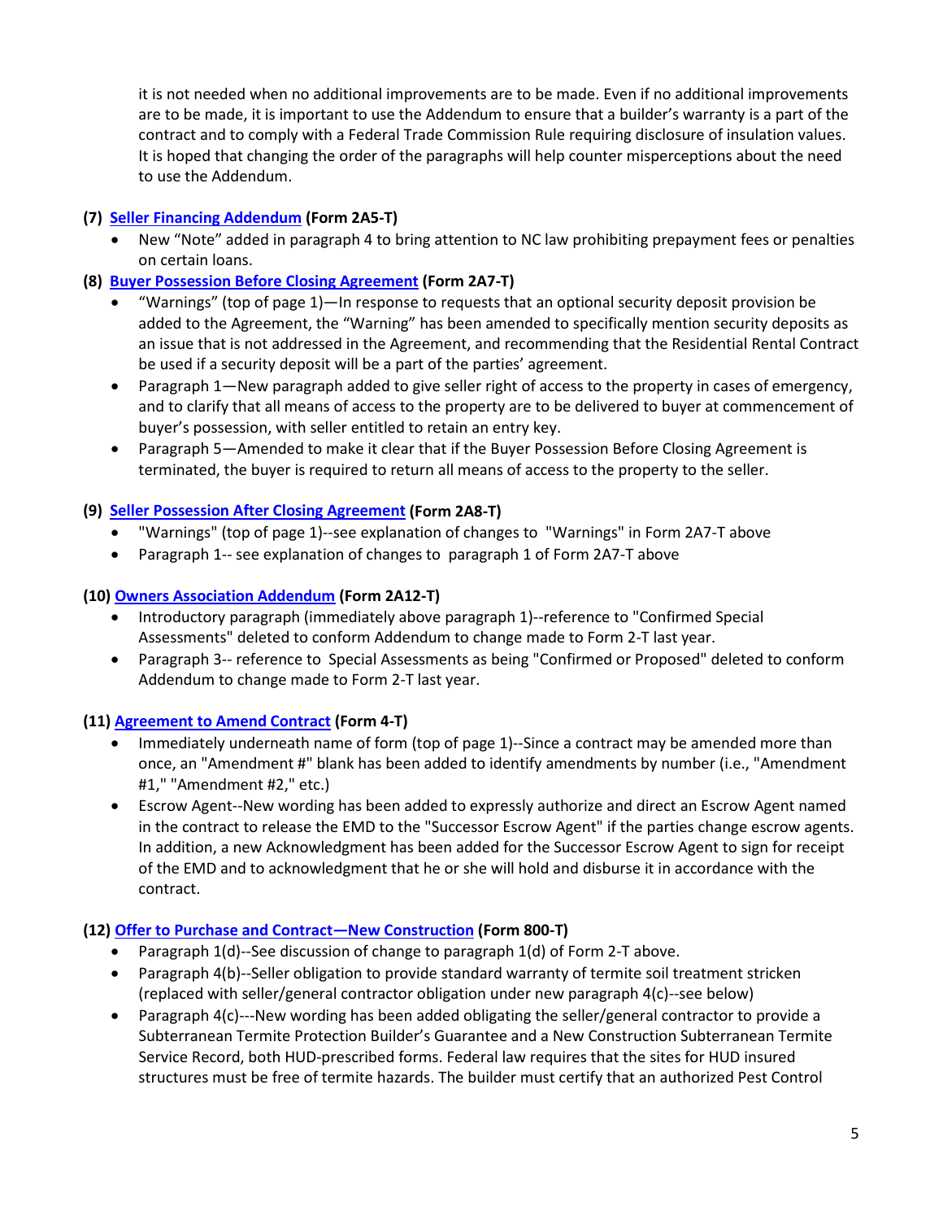it is not needed when no additional improvements are to be made. Even if no additional improvements are to be made, it is important to use the Addendum to ensure that a builder's warranty is a part of the contract and to comply with a Federal Trade Commission Rule requiring disclosure of insulation values. It is hoped that changing the order of the paragraphs will help counter misperceptions about the need to use the Addendum.

**(7) Seller Financing Addendum (Form 2A5-T)**

- New "Note" added in paragraph 4 to bring attention to NC law prohibiting prepayment fees or penalties on certain loans.

**(8) Buyer Possession Before Closing Agreement (Form 2A7-T)**

- "Warnings" (top of page 1)—In response to requests that an optional security deposit provision be added to the Agreement, the "Warning" has been amended to specifically mention security deposits as an issue that is not addressed in the Agreement, and recommending that the Residential Rental Contract be used if a security deposit will be a part of the parties' agreement.
- Paragraph 1—New paragraph added to give seller right of access to the property in cases of emergency, and to clarify that all means of access to the property are to be delivered to buyer at commencement of buyer's possession, with seller entitled to retain an entry key.
- Paragraph 5—Amended to make it clear that if the Buyer Possession Before Closing Agreement is terminated, the buyer is required to return all means of access to the property to the seller.

**(9) Seller Possession After Closing Agreement (Form 2A8-T)**

- "Warnings" (top of page 1)--see explanation of changes to "Warnings" in Form 2A7-T above
- Paragraph 1-- see explanation of changes to paragraph 1 of Form 2A7-T above

**(10) Owners Association Addendum (Form 2A12-T)**

- Introductory paragraph (immediately above paragraph 1)--reference to "Confirmed Special Assessments" deleted to conform Addendum to change made to Form 2-T last year.
- Paragraph 3-- reference to Special Assessments as being "Confirmed or Proposed" deleted to conform Addendum to change made to Form 2-T last year.

**(11) Agreement to Amend Contract (Form 4-T)**

- Immediately underneath name of form (top of page 1)--Since a contract may be amended more than once, an "Amendment #" blank has been added to identify amendments by number (i.e., "Amendment #1," "Amendment #2," etc.)
- Escrow Agent--New wording has been added to expressly authorize and direct an Escrow Agent named in the contract to release the EMD to the "Successor Escrow Agent" if the parties change escrow agents. In addition, a new Acknowledgment has been added for the Successor Escrow Agent to sign for receipt of the EMD and to acknowledgment that he or she will hold and disburse it in accordance with the contract.

**(12) Offer to Purchase and Contract—New Construction (Form 800-T)**

- Paragraph 1(d)--See discussion of change to paragraph 1(d) of Form 2-T above.
- Paragraph 4(b)--Seller obligation to provide standard warranty of termite soil treatment stricken (replaced with seller/general contractor obligation under new paragraph 4(c)--see below)
- Paragraph 4(c)---New wording has been added obligating the seller/general contractor to provide a Subterranean Termite Protection Builder's Guarantee and a New Construction Subterranean Termite Service Record, both HUD-prescribed forms. Federal law requires that the sites for HUD insured structures must be free of termite hazards. The builder must certify that an authorized Pest Control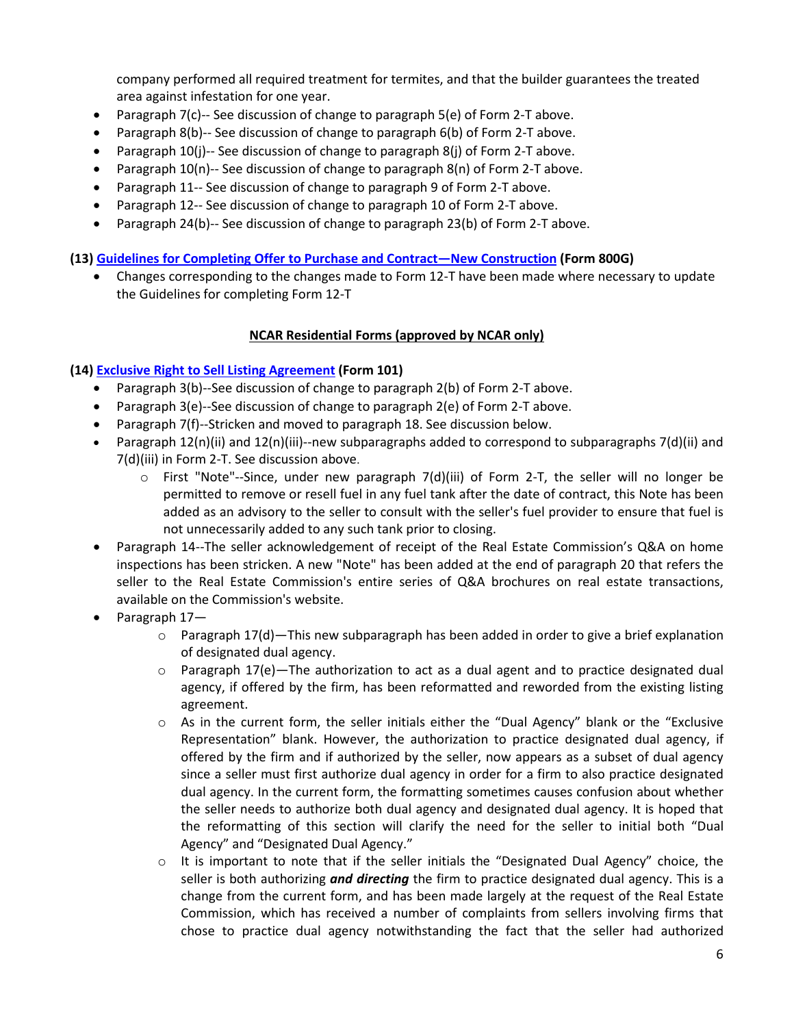company performed all required treatment for termites, and that the builder guarantees the treated area against infestation for one year.

- Paragraph 7(c)-- See discussion of change to paragraph 5(e) of Form 2-T above.
- Paragraph 8(b)-- See discussion of change to paragraph 6(b) of Form 2-T above.
- Paragraph 10(j)-- See discussion of change to paragraph 8(j) of Form 2-T above.
- Paragraph 10(n)-- See discussion of change to paragraph 8(n) of Form 2-T above.
- Paragraph 11-- See discussion of change to paragraph 9 of Form 2-T above.
- Paragraph 12-- See discussion of change to paragraph 10 of Form 2-T above.
- Paragraph 24(b)-- See discussion of change to paragraph 23(b) of Form 2-T above.

**(13) Guidelines for Completing Offer to Purchase and Contract—New Construction (Form 800G)**

- Changes corresponding to the changes made to Form 12-T have been made where necessary to update the Guidelines for completing Form 12-T

**NCAR Residential Forms (approved by NCAR only)**

**(14) Exclusive Right to Sell Listing Agreement (Form 101)**

- Paragraph 3(b)--See discussion of change to paragraph 2(b) of Form 2-T above.
- Paragraph 3(e)--See discussion of change to paragraph 2(e) of Form 2-T above.
- Paragraph 7(f)--Stricken and moved to paragraph 18. See discussion below.
- Paragraph 12(n)(ii) and 12(n)(iii)--new subparagraphs added to correspond to subparagraphs 7(d)(ii) and 7(d)(iii) in Form 2-T. See discussion above.
  - First "Note"--Since, under new paragraph 7(d)(iii) of Form 2-T, the seller will no longer be permitted to remove or resell fuel in any fuel tank after the date of contract, this Note has been added as an advisory to the seller to consult with the seller's fuel provider to ensure that fuel is not unnecessarily added to any such tank prior to closing.
- Paragraph 14--The seller acknowledgement of receipt of the Real Estate Commission's Q&A on home inspections has been stricken. A new "Note" has been added at the end of paragraph 20 that refers the seller to the Real Estate Commission's entire series of Q&A brochures on real estate transactions, available on the Commission's website.
- Paragraph 17—
  - Paragraph 17(d)—This new subparagraph has been added in order to give a brief explanation of designated dual agency.
  - Paragraph 17(e)—The authorization to act as a dual agent and to practice designated dual agency, if offered by the firm, has been reformatted and reworded from the existing listing agreement.
  - As in the current form, the seller initials either the "Dual Agency" blank or the "Exclusive Representation" blank. However, the authorization to practice designated dual agency, if offered by the firm and if authorized by the seller, now appears as a subset of dual agency since a seller must first authorize dual agency in order for a firm to also practice designated dual agency. In the current form, the formatting sometimes causes confusion about whether the seller needs to authorize both dual agency and designated dual agency. It is hoped that the reformatting of this section will clarify the need for the seller to initial both "Dual Agency" and "Designated Dual Agency."
  - It is important to note that if the seller initials the "Designated Dual Agency" choice, the seller is both authorizing ***and directing*** the firm to practice designated dual agency. This is a change from the current form, and has been made largely at the request of the Real Estate Commission, which has received a number of complaints from sellers involving firms that chose to practice dual agency notwithstanding the fact that the seller had authorized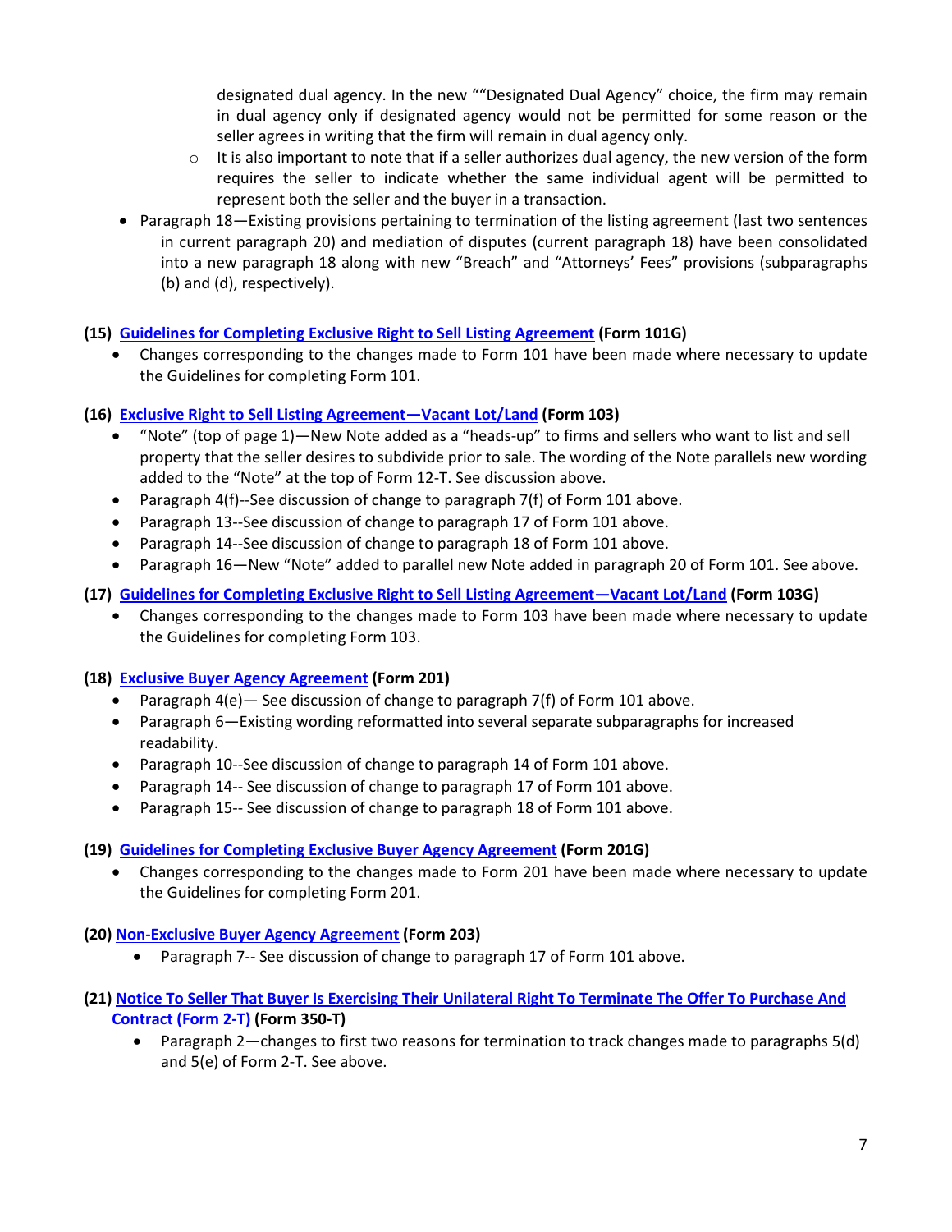designated dual agency. In the new ""Designated Dual Agency" choice, the firm may remain in dual agency only if designated agency would not be permitted for some reason or the seller agrees in writing that the firm will remain in dual agency only.

  - It is also important to note that if a seller authorizes dual agency, the new version of the form requires the seller to indicate whether the same individual agent will be permitted to represent both the seller and the buyer in a transaction.

- Paragraph 18—Existing provisions pertaining to termination of the listing agreement (last two sentences in current paragraph 20) and mediation of disputes (current paragraph 18) have been consolidated into a new paragraph 18 along with new "Breach" and "Attorneys' Fees" provisions (subparagraphs (b) and (d), respectively).

**(15) Guidelines for Completing Exclusive Right to Sell Listing Agreement (Form 101G)**

- Changes corresponding to the changes made to Form 101 have been made where necessary to update the Guidelines for completing Form 101.

**(16) Exclusive Right to Sell Listing Agreement—Vacant Lot/Land (Form 103)**

- "Note" (top of page 1)—New Note added as a "heads-up" to firms and sellers who want to list and sell property that the seller desires to subdivide prior to sale. The wording of the Note parallels new wording added to the "Note" at the top of Form 12-T. See discussion above.
- Paragraph 4(f)--See discussion of change to paragraph 7(f) of Form 101 above.
- Paragraph 13--See discussion of change to paragraph 17 of Form 101 above.
- Paragraph 14--See discussion of change to paragraph 18 of Form 101 above.
- Paragraph 16—New "Note" added to parallel new Note added in paragraph 20 of Form 101. See above.

**(17) Guidelines for Completing Exclusive Right to Sell Listing Agreement—Vacant Lot/Land (Form 103G)**

- Changes corresponding to the changes made to Form 103 have been made where necessary to update the Guidelines for completing Form 103.

**(18) Exclusive Buyer Agency Agreement (Form 201)**

- Paragraph 4(e)— See discussion of change to paragraph 7(f) of Form 101 above.
- Paragraph 6—Existing wording reformatted into several separate subparagraphs for increased readability.
- Paragraph 10--See discussion of change to paragraph 14 of Form 101 above.
- Paragraph 14-- See discussion of change to paragraph 17 of Form 101 above.
- Paragraph 15-- See discussion of change to paragraph 18 of Form 101 above.

**(19) Guidelines for Completing Exclusive Buyer Agency Agreement (Form 201G)**

- Changes corresponding to the changes made to Form 201 have been made where necessary to update the Guidelines for completing Form 201.

**(20) Non-Exclusive Buyer Agency Agreement (Form 203)**

- Paragraph 7-- See discussion of change to paragraph 17 of Form 101 above.

**(21) Notice To Seller That Buyer Is Exercising Their Unilateral Right To Terminate The Offer To Purchase And Contract (Form 2-T) (Form 350-T)**

- Paragraph 2—changes to first two reasons for termination to track changes made to paragraphs 5(d) and 5(e) of Form 2-T. See above.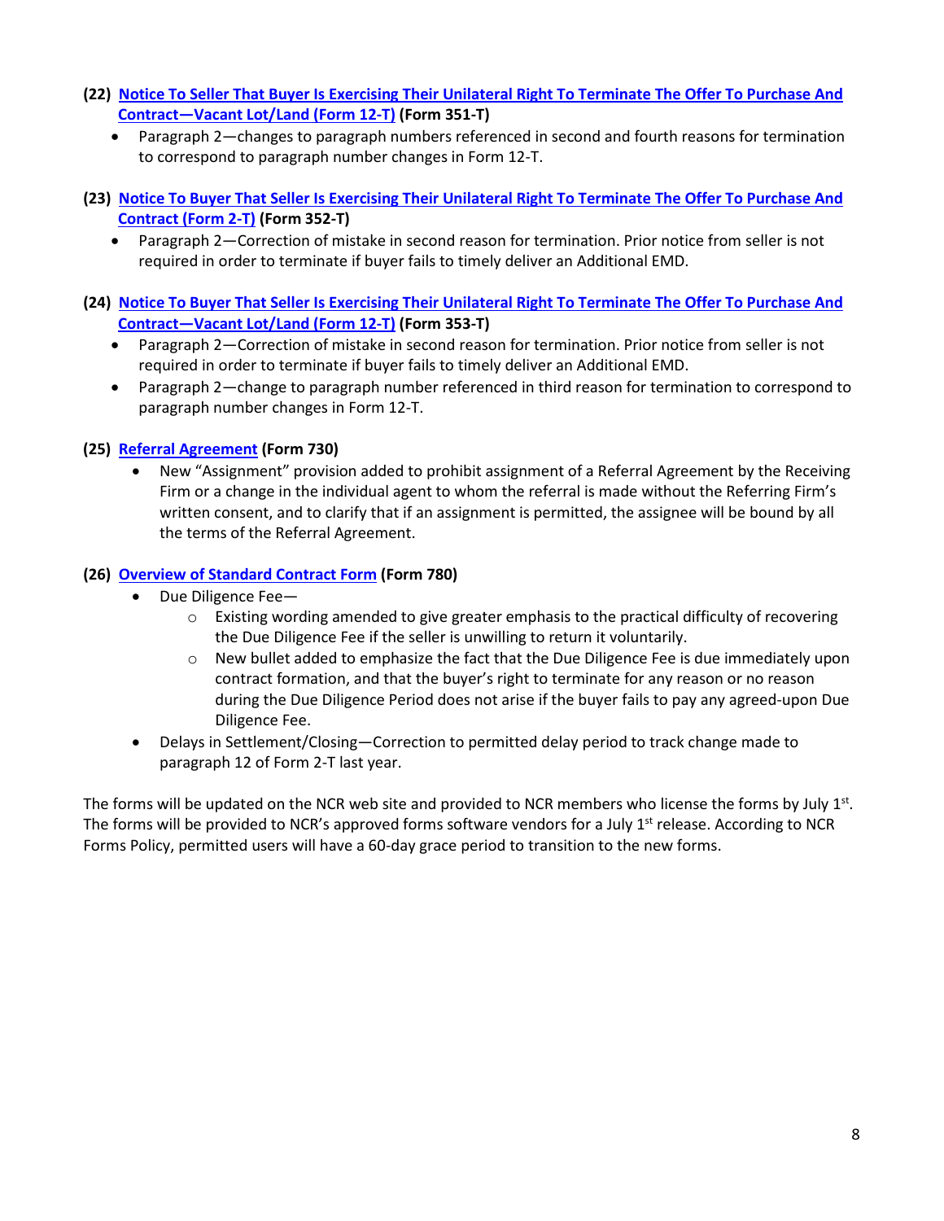**(22) Notice To Seller That Buyer Is Exercising Their Unilateral Right To Terminate The Offer To Purchase And Contract—Vacant Lot/Land (Form 12-T) (Form 351-T)**

- Paragraph 2—changes to paragraph numbers referenced in second and fourth reasons for termination to correspond to paragraph number changes in Form 12-T.

**(23) Notice To Buyer That Seller Is Exercising Their Unilateral Right To Terminate The Offer To Purchase And Contract (Form 2-T) (Form 352-T)**

- Paragraph 2—Correction of mistake in second reason for termination. Prior notice from seller is not required in order to terminate if buyer fails to timely deliver an Additional EMD.

**(24) Notice To Buyer That Seller Is Exercising Their Unilateral Right To Terminate The Offer To Purchase And Contract—Vacant Lot/Land (Form 12-T) (Form 353-T)**

- Paragraph 2—Correction of mistake in second reason for termination. Prior notice from seller is not required in order to terminate if buyer fails to timely deliver an Additional EMD.
- Paragraph 2—change to paragraph number referenced in third reason for termination to correspond to paragraph number changes in Form 12-T.

**(25) Referral Agreement (Form 730)**

- New "Assignment" provision added to prohibit assignment of a Referral Agreement by the Receiving Firm or a change in the individual agent to whom the referral is made without the Referring Firm's written consent, and to clarify that if an assignment is permitted, the assignee will be bound by all the terms of the Referral Agreement.

**(26) Overview of Standard Contract Form (Form 780)**

- Due Diligence Fee—
  - Existing wording amended to give greater emphasis to the practical difficulty of recovering the Due Diligence Fee if the seller is unwilling to return it voluntarily.
  - New bullet added to emphasize the fact that the Due Diligence Fee is due immediately upon contract formation, and that the buyer's right to terminate for any reason or no reason during the Due Diligence Period does not arise if the buyer fails to pay any agreed-upon Due Diligence Fee.
- Delays in Settlement/Closing—Correction to permitted delay period to track change made to paragraph 12 of Form 2-T last year.

The forms will be updated on the NCR web site and provided to NCR members who license the forms by July 1st. The forms will be provided to NCR's approved forms software vendors for a July 1st release. According to NCR Forms Policy, permitted users will have a 60-day grace period to transition to the new forms.